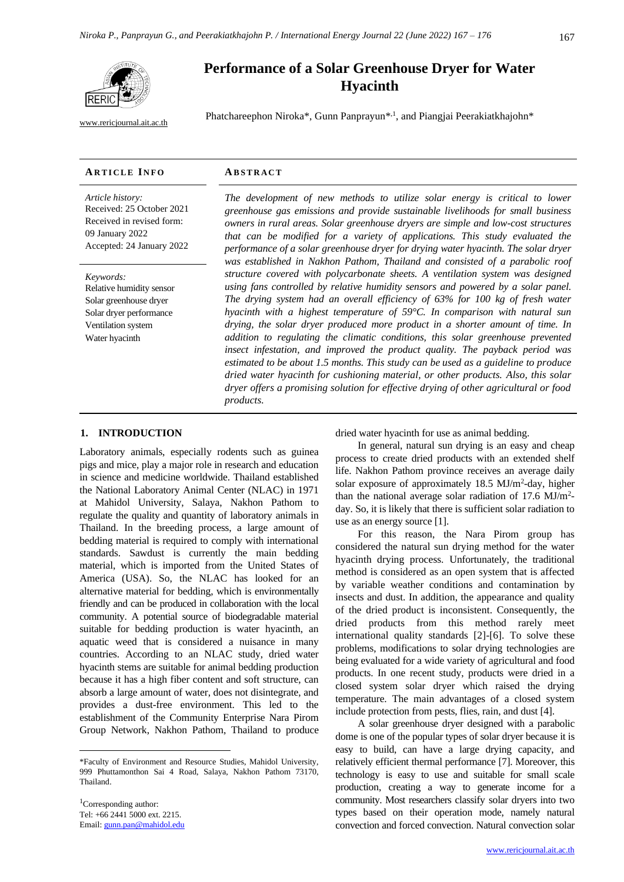# Performance of a Solar Greenhouse Dryer for Water Hyacinth

www.ricjournal.ait.ac.th

Phatchareephon Niroka*, Gunn Panprayun*,[1], and Piangjai Peerakiatkhajohn*

**ARTICLE INFO**

*Article history:*
Received: 25 October 2021
Received in revised form: 09 January 2022
Accepted: 24 January 2022

*Keywords:*
Relative humidity sensor
Solar greenhouse dryer
Solar dryer performance
Ventilation system
Water hyacinth

**ABSTRACT**

*The development of new methods to utilize solar energy is critical to lower greenhouse gas emissions and provide sustainable livelihoods for small business owners in rural areas. Solar greenhouse dryers are simple and low-cost structures that can be modified for a variety of applications. This study evaluated the performance of a solar greenhouse dryer for drying water hyacinth. The solar dryer was established in Nakhon Pathom, Thailand and consisted of a parabolic roof structure covered with polycarbonate sheets. A ventilation system was designed using fans controlled by relative humidity sensors and powered by a solar panel. The drying system had an overall efficiency of 63% for 100 kg of fresh water hyacinth with a highest temperature of 59°C. In comparison with natural sun drying, the solar dryer produced more product in a shorter amount of time. In addition to regulating the climatic conditions, this solar greenhouse prevented insect infestation, and improved the product quality. The payback period was estimated to be about 1.5 months. This study can be used as a guideline to produce dried water hyacinth for cushioning material, or other products. Also, this solar dryer offers a promising solution for effective drying of other agricultural or food products.*

## 1. INTRODUCTION

Laboratory animals, especially rodents such as guinea pigs and mice, play a major role in research and education in science and medicine worldwide. Thailand established the National Laboratory Animal Center (NLAC) in 1971 at Mahidol University, Salaya, Nakhon Pathom to regulate the quality and quantity of laboratory animals in Thailand. In the breeding process, a large amount of bedding material is required to comply with international standards. Sawdust is currently the main bedding material, which is imported from the United States of America (USA). So, the NLAC has looked for an alternative material for bedding, which is environmentally friendly and can be produced in collaboration with the local community. A potential source of biodegradable material suitable for bedding production is water hyacinth, an aquatic weed that is considered a nuisance in many countries. According to an NLAC study, dried water hyacinth stems are suitable for animal bedding production because it has a high fiber content and soft structure, can absorb a large amount of water, does not disintegrate, and provides a dust-free environment. This led to the establishment of the Community Enterprise Nara Pirom Group Network, Nakhon Pathom, Thailand to produce dried water hyacinth for use as animal bedding.

In general, natural sun drying is an easy and cheap process to create dried products with an extended shelf life. Nakhon Pathom province receives an average daily solar exposure of approximately 18.5 MJ/m$^2$-day, higher than the national average solar radiation of 17.6 MJ/m$^2$-day. So, it is likely that there is sufficient solar radiation to use as an energy source [1].

For this reason, the Nara Pirom group has considered the natural sun drying method for the water hyacinth drying process. Unfortunately, the traditional method is considered as an open system that is affected by variable weather conditions and contamination by insects and dust. In addition, the appearance and quality of the dried product is inconsistent. Consequently, the dried products from this method rarely meet international quality standards [2]-[6]. To solve these problems, modifications to solar drying technologies are being evaluated for a wide variety of agricultural and food products. In one recent study, products were dried in a closed system solar dryer which raised the drying temperature. The main advantages of a closed system include protection from pests, flies, rain, and dust [4].

A solar greenhouse dryer designed with a parabolic dome is one of the popular types of solar dryer because it is easy to build, can have a large drying capacity, and relatively efficient thermal performance [7]. Moreover, this technology is easy to use and suitable for small scale production, creating a way to generate income for a community. Most researchers classify solar dryers into two types based on their operation mode, namely natural convection and forced convection. Natural convection solar

---

*Faculty of Environment and Resource Studies, Mahidol University, 999 Phuttamonthon Sai 4 Road, Salaya, Nakhon Pathom 73170, Thailand.

[1]Corresponding author:
Tel: +66 2441 5000 ext. 2215.
Email: gunn.pan@mahidol.edu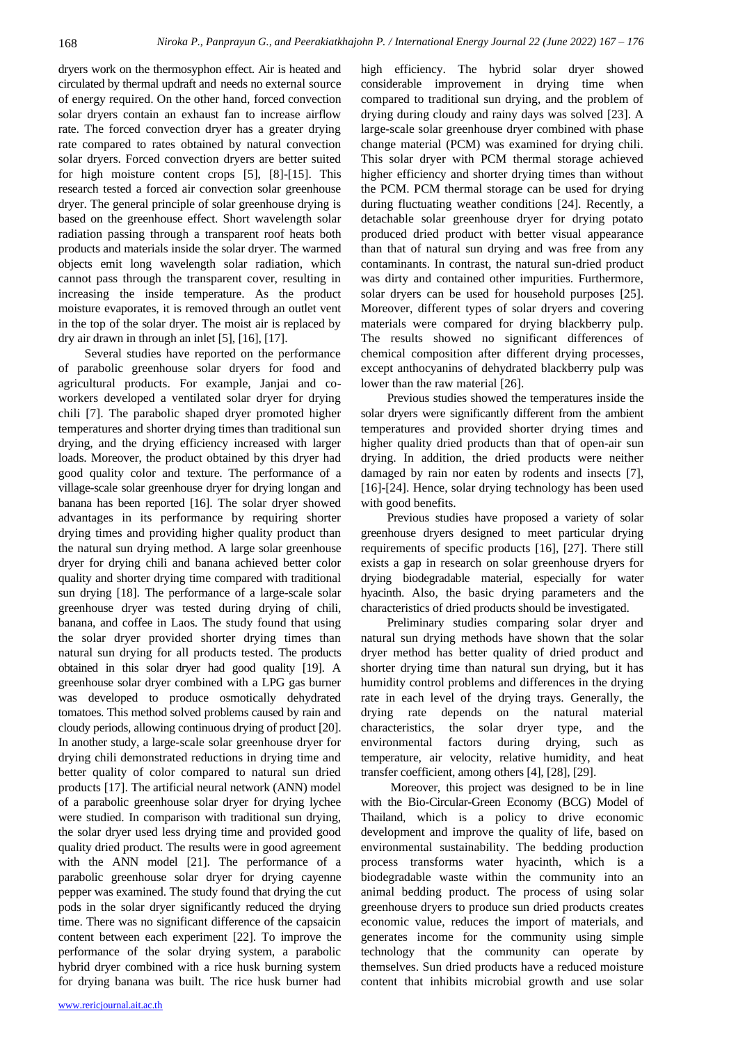dryers work on the thermosyphon effect. Air is heated and circulated by thermal updraft and needs no external source of energy required. On the other hand, forced convection solar dryers contain an exhaust fan to increase airflow rate. The forced convection dryer has a greater drying rate compared to rates obtained by natural convection solar dryers. Forced convection dryers are better suited for high moisture content crops [5], [8]-[15]. This research tested a forced air convection solar greenhouse dryer. The general principle of solar greenhouse drying is based on the greenhouse effect. Short wavelength solar radiation passing through a transparent roof heats both products and materials inside the solar dryer. The warmed objects emit long wavelength solar radiation, which cannot pass through the transparent cover, resulting in increasing the inside temperature. As the product moisture evaporates, it is removed through an outlet vent in the top of the solar dryer. The moist air is replaced by dry air drawn in through an inlet [5], [16], [17].

Several studies have reported on the performance of parabolic greenhouse solar dryers for food and agricultural products. For example, Janjai and co-workers developed a ventilated solar dryer for drying chili [7]. The parabolic shaped dryer promoted higher temperatures and shorter drying times than traditional sun drying, and the drying efficiency increased with larger loads. Moreover, the product obtained by this dryer had good quality color and texture. The performance of a village-scale solar greenhouse dryer for drying longan and banana has been reported [16]. The solar dryer showed advantages in its performance by requiring shorter drying times and providing higher quality product than the natural sun drying method. A large solar greenhouse dryer for drying chili and banana achieved better color quality and shorter drying time compared with traditional sun drying [18]. The performance of a large-scale solar greenhouse dryer was tested during drying of chili, banana, and coffee in Laos. The study found that using the solar dryer provided shorter drying times than natural sun drying for all products tested. The products obtained in this solar dryer had good quality [19]. A greenhouse solar dryer combined with a LPG gas burner was developed to produce osmotically dehydrated tomatoes. This method solved problems caused by rain and cloudy periods, allowing continuous drying of product [20]. In another study, a large-scale solar greenhouse dryer for drying chili demonstrated reductions in drying time and better quality of color compared to natural sun dried products [17]. The artificial neural network (ANN) model of a parabolic greenhouse solar dryer for drying lychee were studied. In comparison with traditional sun drying, the solar dryer used less drying time and provided good quality dried product. The results were in good agreement with the ANN model [21]. The performance of a parabolic greenhouse solar dryer for drying cayenne pepper was examined. The study found that drying the cut pods in the solar dryer significantly reduced the drying time. There was no significant difference of the capsaicin content between each experiment [22]. To improve the performance of the solar drying system, a parabolic hybrid dryer combined with a rice husk burning system for drying banana was built. The rice husk burner had high efficiency. The hybrid solar dryer showed considerable improvement in drying time when compared to traditional sun drying, and the problem of drying during cloudy and rainy days was solved [23]. A large-scale solar greenhouse dryer combined with phase change material (PCM) was examined for drying chili. This solar dryer with PCM thermal storage achieved higher efficiency and shorter drying times than without the PCM. PCM thermal storage can be used for drying during fluctuating weather conditions [24]. Recently, a detachable solar greenhouse dryer for drying potato produced dried product with better visual appearance than that of natural sun drying and was free from any contaminants. In contrast, the natural sun-dried product was dirty and contained other impurities. Furthermore, solar dryers can be used for household purposes [25]. Moreover, different types of solar dryers and covering materials were compared for drying blackberry pulp. The results showed no significant differences of chemical composition after different drying processes, except anthocyanins of dehydrated blackberry pulp was lower than the raw material [26].

Previous studies showed the temperatures inside the solar dryers were significantly different from the ambient temperatures and provided shorter drying times and higher quality dried products than that of open-air sun drying. In addition, the dried products were neither damaged by rain nor eaten by rodents and insects [7], [16]-[24]. Hence, solar drying technology has been used with good benefits.

Previous studies have proposed a variety of solar greenhouse dryers designed to meet particular drying requirements of specific products [16], [27]. There still exists a gap in research on solar greenhouse dryers for drying biodegradable material, especially for water hyacinth. Also, the basic drying parameters and the characteristics of dried products should be investigated.

Preliminary studies comparing solar dryer and natural sun drying methods have shown that the solar dryer method has better quality of dried product and shorter drying time than natural sun drying, but it has humidity control problems and differences in the drying rate in each level of the drying trays. Generally, the drying rate depends on the natural material characteristics, the solar dryer type, and the environmental factors during drying, such as temperature, air velocity, relative humidity, and heat transfer coefficient, among others [4], [28], [29].

Moreover, this project was designed to be in line with the Bio-Circular-Green Economy (BCG) Model of Thailand, which is a policy to drive economic development and improve the quality of life, based on environmental sustainability. The bedding production process transforms water hyacinth, which is a biodegradable waste within the community into an animal bedding product. The process of using solar greenhouse dryers to produce sun dried products creates economic value, reduces the import of materials, and generates income for the community using simple technology that the community can operate by themselves. Sun dried products have a reduced moisture content that inhibits microbial growth and use solar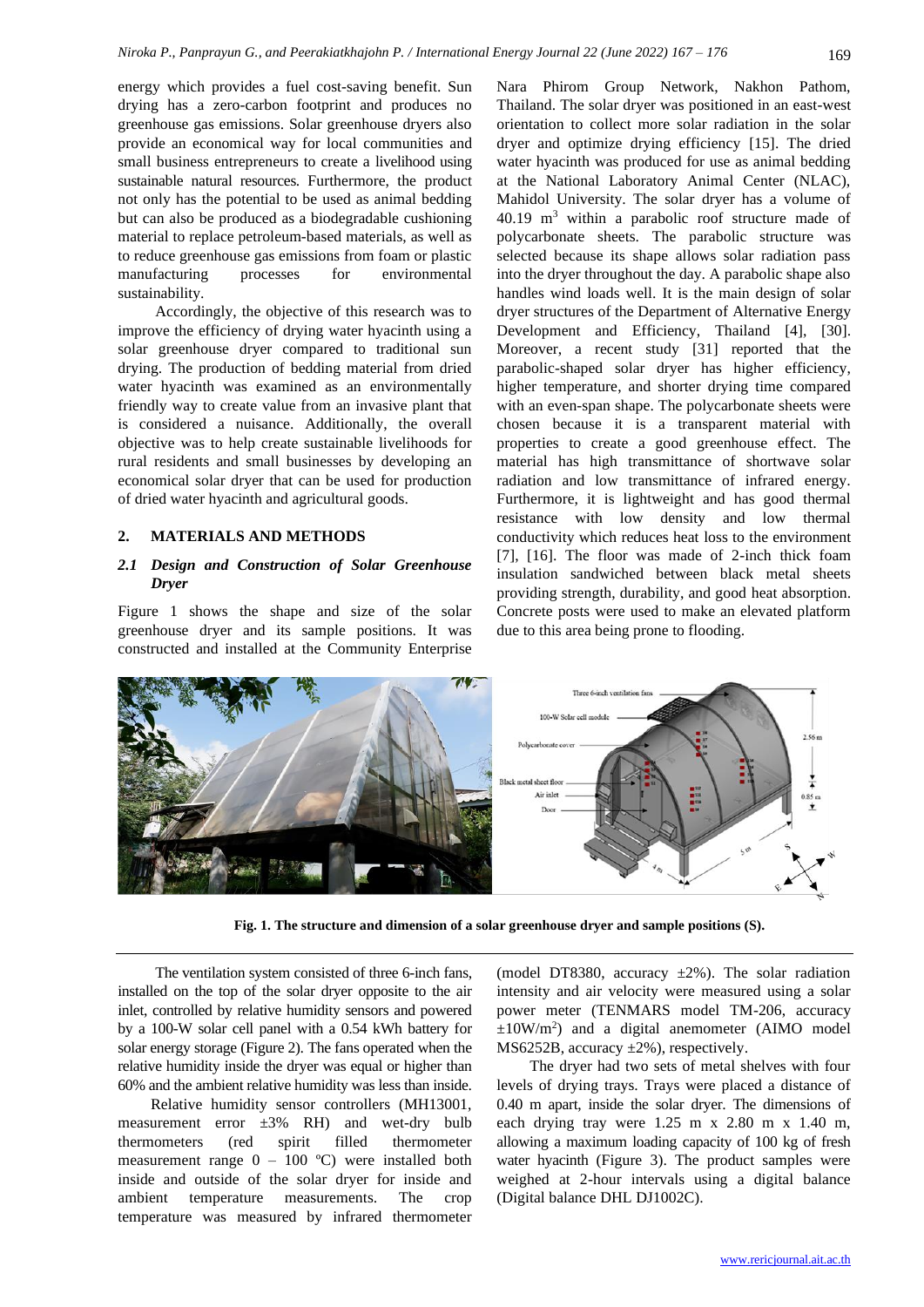energy which provides a fuel cost-saving benefit. Sun drying has a zero-carbon footprint and produces no greenhouse gas emissions. Solar greenhouse dryers also provide an economical way for local communities and small business entrepreneurs to create a livelihood using sustainable natural resources. Furthermore, the product not only has the potential to be used as animal bedding but can also be produced as a biodegradable cushioning material to replace petroleum-based materials, as well as to reduce greenhouse gas emissions from foam or plastic manufacturing processes for environmental sustainability.

Accordingly, the objective of this research was to improve the efficiency of drying water hyacinth using a solar greenhouse dryer compared to traditional sun drying. The production of bedding material from dried water hyacinth was examined as an environmentally friendly way to create value from an invasive plant that is considered a nuisance. Additionally, the overall objective was to help create sustainable livelihoods for rural residents and small businesses by developing an economical solar dryer that can be used for production of dried water hyacinth and agricultural goods.

## 2. MATERIALS AND METHODS

### *2.1 Design and Construction of Solar Greenhouse Dryer*

Figure 1 shows the shape and size of the solar greenhouse dryer and its sample positions. It was constructed and installed at the Community Enterprise Nara Phirom Group Network, Nakhon Pathom, Thailand. The solar dryer was positioned in an east-west orientation to collect more solar radiation in the solar dryer and optimize drying efficiency [15]. The dried water hyacinth was produced for use as animal bedding at the National Laboratory Animal Center (NLAC), Mahidol University. The solar dryer has a volume of 40.19 $m^3$ within a parabolic roof structure made of polycarbonate sheets. The parabolic structure was selected because its shape allows solar radiation pass into the dryer throughout the day. A parabolic shape also handles wind loads well. It is the main design of solar dryer structures of the Department of Alternative Energy Development and Efficiency, Thailand [4], [30]. Moreover, a recent study [31] reported that the parabolic-shaped solar dryer has higher efficiency, higher temperature, and shorter drying time compared with an even-span shape. The polycarbonate sheets were chosen because it is a transparent material with properties to create a good greenhouse effect. The material has high transmittance of shortwave solar radiation and low transmittance of infrared energy. Furthermore, it is lightweight and has good thermal resistance with low density and low thermal conductivity which reduces heat loss to the environment [7], [16]. The floor was made of 2-inch thick foam insulation sandwiched between black metal sheets providing strength, durability, and good heat absorption. Concrete posts were used to make an elevated platform due to this area being prone to flooding.

**Fig. 1. The structure and dimension of a solar greenhouse dryer and sample positions (S).**

The ventilation system consisted of three 6-inch fans, installed on the top of the solar dryer opposite to the air inlet, controlled by relative humidity sensors and powered by a 100-W solar cell panel with a 0.54 kWh battery for solar energy storage (Figure 2). The fans operated when the relative humidity inside the dryer was equal or higher than 60% and the ambient relative humidity was less than inside.

Relative humidity sensor controllers (MH13001, measurement error ±3% RH) and wet-dry bulb thermometers (red spirit filled thermometer measurement range 0 – 100 ºC) were installed both inside and outside of the solar dryer for inside and ambient temperature measurements. The crop temperature was measured by infrared thermometer (model DT8380, accuracy ±2%). The solar radiation intensity and air velocity were measured using a solar power meter (TENMARS model TM-206, accuracy ±10W/$m^2$) and a digital anemometer (AIMO model MS6252B, accuracy ±2%), respectively.

The dryer had two sets of metal shelves with four levels of drying trays. Trays were placed a distance of 0.40 m apart, inside the solar dryer. The dimensions of each drying tray were 1.25 m x 2.80 m x 1.40 m, allowing a maximum loading capacity of 100 kg of fresh water hyacinth (Figure 3). The product samples were weighed at 2-hour intervals using a digital balance (Digital balance DHL DJ1002C).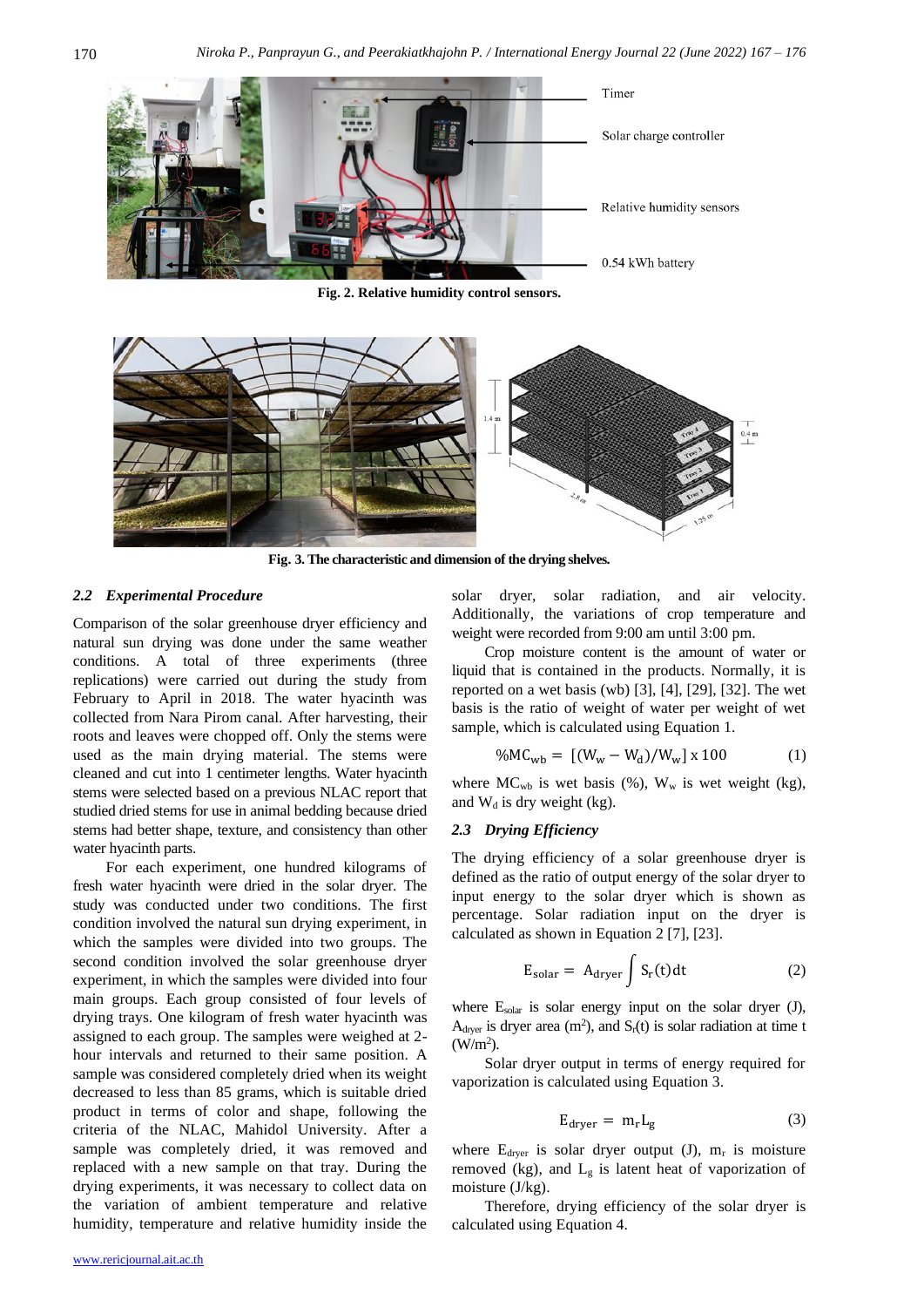Timer

Solar charge controller

Relative humidity sensors

0.54 kWh battery

**Fig. 2. Relative humidity control sensors.**

**Fig. 3. The characteristic and dimension of the drying shelves.**

### *2.2 Experimental Procedure*

Comparison of the solar greenhouse dryer efficiency and natural sun drying was done under the same weather conditions. A total of three experiments (three replications) were carried out during the study from February to April in 2018. The water hyacinth was collected from Nara Pirom canal. After harvesting, their roots and leaves were chopped off. Only the stems were used as the main drying material. The stems were cleaned and cut into 1 centimeter lengths. Water hyacinth stems were selected based on a previous NLAC report that studied dried stems for use in animal bedding because dried stems had better shape, texture, and consistency than other water hyacinth parts.

For each experiment, one hundred kilograms of fresh water hyacinth were dried in the solar dryer. The study was conducted under two conditions. The first condition involved the natural sun drying experiment, in which the samples were divided into two groups. The second condition involved the solar greenhouse dryer experiment, in which the samples were divided into four main groups. Each group consisted of four levels of drying trays. One kilogram of fresh water hyacinth was assigned to each group. The samples were weighed at 2-hour intervals and returned to their same position. A sample was considered completely dried when its weight decreased to less than 85 grams, which is suitable dried product in terms of color and shape, following the criteria of the NLAC, Mahidol University. After a sample was completely dried, it was removed and replaced with a new sample on that tray. During the drying experiments, it was necessary to collect data on the variation of ambient temperature and relative humidity, temperature and relative humidity inside the solar dryer, solar radiation, and air velocity. Additionally, the variations of crop temperature and weight were recorded from 9:00 am until 3:00 pm.

Crop moisture content is the amount of water or liquid that is contained in the products. Normally, it is reported on a wet basis (wb) [3], [4], [29], [32]. The wet basis is the ratio of weight of water per weight of wet sample, which is calculated using Equation 1.

$$\%MC_{wb} = [(W_w - W_d)/W_w] \times 100 \qquad (1)$$

where $MC_{wb}$ is wet basis (%), $W_w$ is wet weight (kg), and $W_d$ is dry weight (kg).

### *2.3 Drying Efficiency*

The drying efficiency of a solar greenhouse dryer is defined as the ratio of output energy of the solar dryer to input energy to the solar dryer which is shown as percentage. Solar radiation input on the dryer is calculated as shown in Equation 2 [7], [23].

$$E_{solar} = A_{dryer} \int S_r(t)\,dt \qquad (2)$$

where $E_{solar}$ is solar energy input on the solar dryer (J), $A_{dryer}$ is dryer area ($m^2$), and $S_r(t)$ is solar radiation at time t ($W/m^2$).

Solar dryer output in terms of energy required for vaporization is calculated using Equation 3.

$$E_{dryer} = m_r L_g \qquad (3)$$

where $E_{dryer}$ is solar dryer output (J), $m_r$ is moisture removed (kg), and $L_g$ is latent heat of vaporization of moisture (J/kg).

Therefore, drying efficiency of the solar dryer is calculated using Equation 4.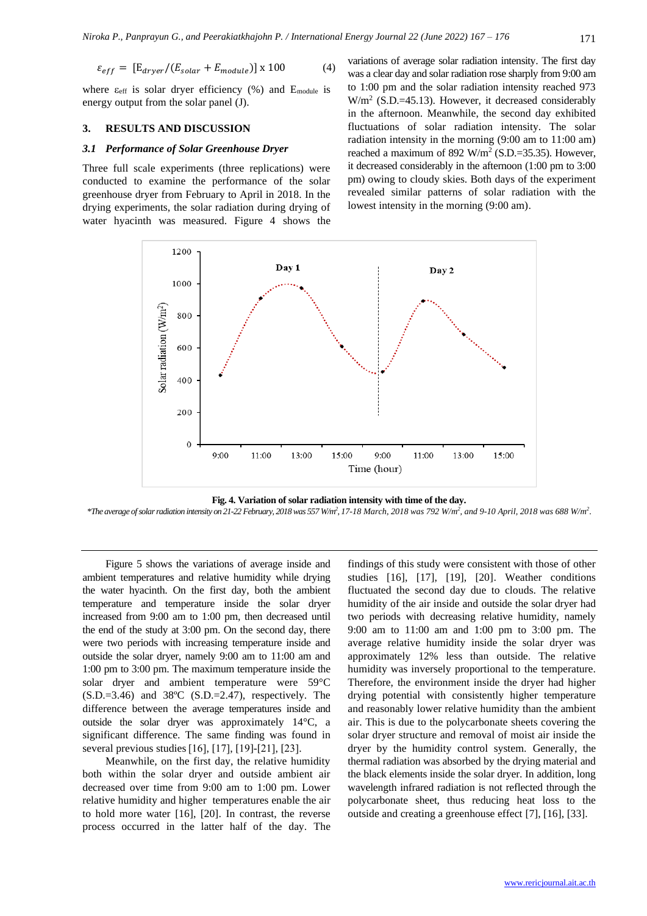$$\varepsilon_{eff} = [E_{dryer}/(E_{solar} + E_{module})] \times 100 \tag{4}$$

where $\varepsilon_{eff}$ is solar dryer efficiency (%) and $E_{module}$ is energy output from the solar panel (J).

## 3. RESULTS AND DISCUSSION

### *3.1 Performance of Solar Greenhouse Dryer*

Three full scale experiments (three replications) were conducted to examine the performance of the solar greenhouse dryer from February to April in 2018. In the drying experiments, the solar radiation during drying of water hyacinth was measured. Figure 4 shows the variations of average solar radiation intensity. The first day was a clear day and solar radiation rose sharply from 9:00 am to 1:00 pm and the solar radiation intensity reached 973 W/m$^2$ (S.D.=45.13). However, it decreased considerably in the afternoon. Meanwhile, the second day exhibited fluctuations of solar radiation intensity. The solar radiation intensity in the morning (9:00 am to 11:00 am) reached a maximum of 892 W/m$^2$ (S.D.=35.35). However, it decreased considerably in the afternoon (1:00 pm to 3:00 pm) owing to cloudy skies. Both days of the experiment revealed similar patterns of solar radiation with the lowest intensity in the morning (9:00 am).

**Fig. 4. Variation of solar radiation intensity with time of the day.**

*\*The average of solar radiation intensity on 21-22 February, 2018 was 557 W/m$^2$, 17-18 March, 2018 was 792 W/m$^2$, and 9-10 April, 2018 was 688 W/m$^2$.*

Figure 5 shows the variations of average inside and ambient temperatures and relative humidity while drying the water hyacinth. On the first day, both the ambient temperature and temperature inside the solar dryer increased from 9:00 am to 1:00 pm, then decreased until the end of the study at 3:00 pm. On the second day, there were two periods with increasing temperature inside and outside the solar dryer, namely 9:00 am to 11:00 am and 1:00 pm to 3:00 pm. The maximum temperature inside the solar dryer and ambient temperature were 59°C (S.D.=3.46) and 38ºC (S.D.=2.47), respectively. The difference between the average temperatures inside and outside the solar dryer was approximately 14°C, a significant difference. The same finding was found in several previous studies [16], [17], [19]-[21], [23].

Meanwhile, on the first day, the relative humidity both within the solar dryer and outside ambient air decreased over time from 9:00 am to 1:00 pm. Lower relative humidity and higher temperatures enable the air to hold more water [16], [20]. In contrast, the reverse process occurred in the latter half of the day. The findings of this study were consistent with those of other studies [16], [17], [19], [20]. Weather conditions fluctuated the second day due to clouds. The relative humidity of the air inside and outside the solar dryer had two periods with decreasing relative humidity, namely 9:00 am to 11:00 am and 1:00 pm to 3:00 pm. The average relative humidity inside the solar dryer was approximately 12% less than outside. The relative humidity was inversely proportional to the temperature. Therefore, the environment inside the dryer had higher drying potential with consistently higher temperature and reasonably lower relative humidity than the ambient air. This is due to the polycarbonate sheets covering the solar dryer structure and removal of moist air inside the dryer by the humidity control system. Generally, the thermal radiation was absorbed by the drying material and the black elements inside the solar dryer. In addition, long wavelength infrared radiation is not reflected through the polycarbonate sheet, thus reducing heat loss to the outside and creating a greenhouse effect [7], [16], [33].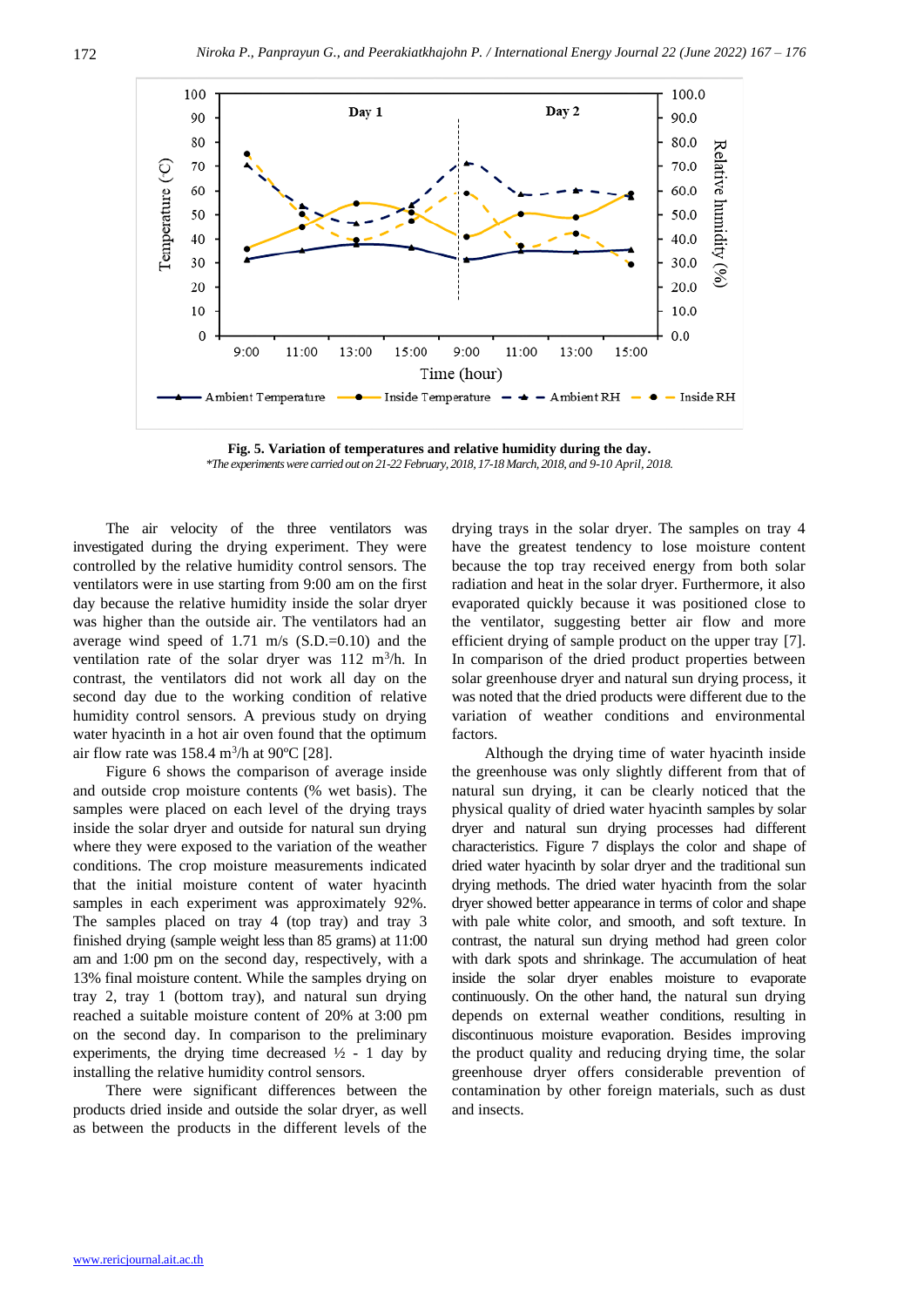**Fig. 5. Variation of temperatures and relative humidity during the day.**

*\*The experiments were carried out on 21-22 February, 2018, 17-18 March, 2018, and 9-10 April, 2018.*

The air velocity of the three ventilators was investigated during the drying experiment. They were controlled by the relative humidity control sensors. The ventilators were in use starting from 9:00 am on the first day because the relative humidity inside the solar dryer was higher than the outside air. The ventilators had an average wind speed of 1.71 m/s (S.D.=0.10) and the ventilation rate of the solar dryer was 112 $m^3$/h. In contrast, the ventilators did not work all day on the second day due to the working condition of relative humidity control sensors. A previous study on drying water hyacinth in a hot air oven found that the optimum air flow rate was 158.4 $m^3$/h at 90ºC [28].

Figure 6 shows the comparison of average inside and outside crop moisture contents (% wet basis). The samples were placed on each level of the drying trays inside the solar dryer and outside for natural sun drying where they were exposed to the variation of the weather conditions. The crop moisture measurements indicated that the initial moisture content of water hyacinth samples in each experiment was approximately 92%. The samples placed on tray 4 (top tray) and tray 3 finished drying (sample weight less than 85 grams) at 11:00 am and 1:00 pm on the second day, respectively, with a 13% final moisture content. While the samples drying on tray 2, tray 1 (bottom tray), and natural sun drying reached a suitable moisture content of 20% at 3:00 pm on the second day. In comparison to the preliminary experiments, the drying time decreased ½ - 1 day by installing the relative humidity control sensors.

There were significant differences between the products dried inside and outside the solar dryer, as well as between the products in the different levels of the drying trays in the solar dryer. The samples on tray 4 have the greatest tendency to lose moisture content because the top tray received energy from both solar radiation and heat in the solar dryer. Furthermore, it also evaporated quickly because it was positioned close to the ventilator, suggesting better air flow and more efficient drying of sample product on the upper tray [7]. In comparison of the dried product properties between solar greenhouse dryer and natural sun drying process, it was noted that the dried products were different due to the variation of weather conditions and environmental factors.

Although the drying time of water hyacinth inside the greenhouse was only slightly different from that of natural sun drying, it can be clearly noticed that the physical quality of dried water hyacinth samples by solar dryer and natural sun drying processes had different characteristics. Figure 7 displays the color and shape of dried water hyacinth by solar dryer and the traditional sun drying methods. The dried water hyacinth from the solar dryer showed better appearance in terms of color and shape with pale white color, and smooth, and soft texture. In contrast, the natural sun drying method had green color with dark spots and shrinkage. The accumulation of heat inside the solar dryer enables moisture to evaporate continuously. On the other hand, the natural sun drying depends on external weather conditions, resulting in discontinuous moisture evaporation. Besides improving the product quality and reducing drying time, the solar greenhouse dryer offers considerable prevention of contamination by other foreign materials, such as dust and insects.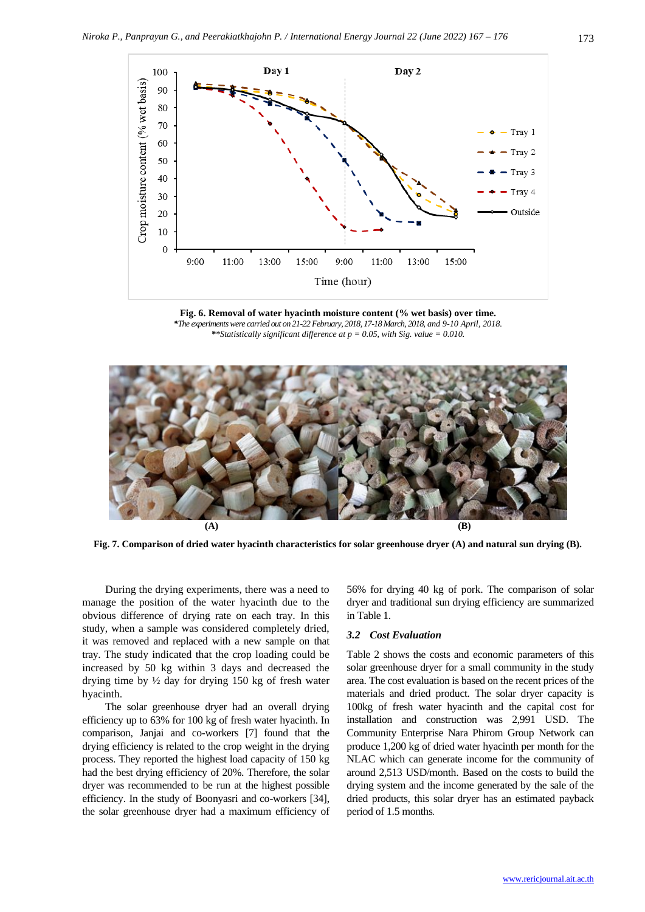**Fig. 6. Removal of water hyacinth moisture content (% wet basis) over time.**

*\*The experiments were carried out on 21-22 February, 2018, 17-18 March, 2018, and 9-10 April, 2018.*

*\*\*Statistically significant difference at p = 0.05, with Sig. value = 0.010.*

**Fig. 7. Comparison of dried water hyacinth characteristics for solar greenhouse dryer (A) and natural sun drying (B).**

During the drying experiments, there was a need to manage the position of the water hyacinth due to the obvious difference of drying rate on each tray. In this study, when a sample was considered completely dried, it was removed and replaced with a new sample on that tray. The study indicated that the crop loading could be increased by 50 kg within 3 days and decreased the drying time by ½ day for drying 150 kg of fresh water hyacinth.

The solar greenhouse dryer had an overall drying efficiency up to 63% for 100 kg of fresh water hyacinth. In comparison, Janjai and co-workers [7] found that the drying efficiency is related to the crop weight in the drying process. They reported the highest load capacity of 150 kg had the best drying efficiency of 20%. Therefore, the solar dryer was recommended to be run at the highest possible efficiency. In the study of Boonyasri and co-workers [34], the solar greenhouse dryer had a maximum efficiency of 56% for drying 40 kg of pork. The comparison of solar dryer and traditional sun drying efficiency are summarized in Table 1.

### *3.2 Cost Evaluation*

Table 2 shows the costs and economic parameters of this solar greenhouse dryer for a small community in the study area. The cost evaluation is based on the recent prices of the materials and dried product. The solar dryer capacity is 100kg of fresh water hyacinth and the capital cost for installation and construction was 2,991 USD. The Community Enterprise Nara Phirom Group Network can produce 1,200 kg of dried water hyacinth per month for the NLAC which can generate income for the community of around 2,513 USD/month. Based on the costs to build the drying system and the income generated by the sale of the dried products, this solar dryer has an estimated payback period of 1.5 months.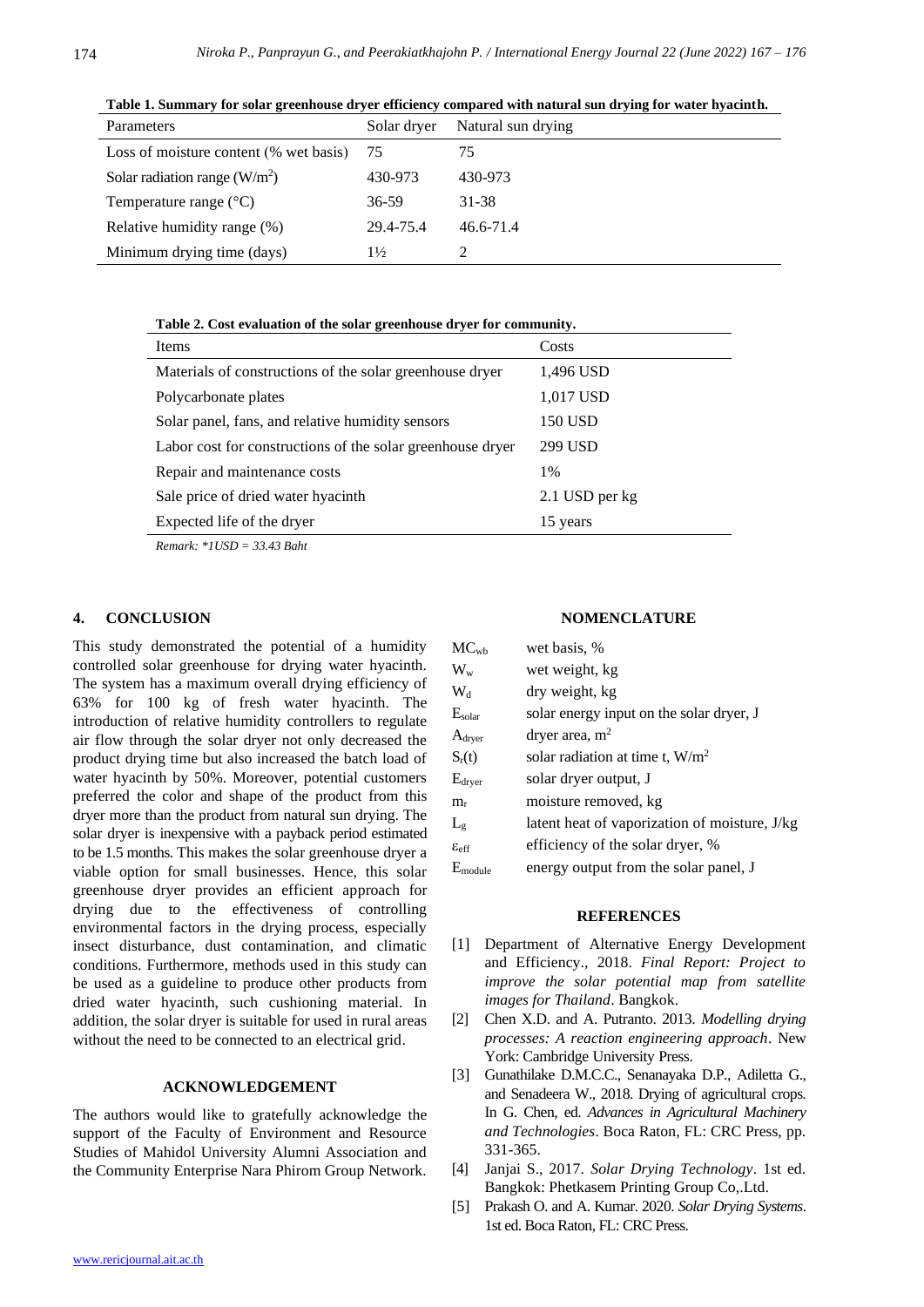**Table 1. Summary for solar greenhouse dryer efficiency compared with natural sun drying for water hyacinth.**

| Parameters | Solar dryer | Natural sun drying |
|---|---|---|
| Loss of moisture content (% wet basis) | 75 | 75 |
| Solar radiation range ($W/m^2$) | 430-973 | 430-973 |
| Temperature range (°C) | 36-59 | 31-38 |
| Relative humidity range (%) | 29.4-75.4 | 46.6-71.4 |
| Minimum drying time (days) | 1½ | 2 |

**Table 2. Cost evaluation of the solar greenhouse dryer for community.**

| Items | Costs |
|---|---|
| Materials of constructions of the solar greenhouse dryer | 1,496 USD |
| Polycarbonate plates | 1,017 USD |
| Solar panel, fans, and relative humidity sensors | 150 USD |
| Labor cost for constructions of the solar greenhouse dryer | 299 USD |
| Repair and maintenance costs | 1% |
| Sale price of dried water hyacinth | 2.1 USD per kg |
| Expected life of the dryer | 15 years |

*Remark: *1USD = 33.43 Baht*

## 4. CONCLUSION

This study demonstrated the potential of a humidity controlled solar greenhouse for drying water hyacinth. The system has a maximum overall drying efficiency of 63% for 100 kg of fresh water hyacinth. The introduction of relative humidity controllers to regulate air flow through the solar dryer not only decreased the product drying time but also increased the batch load of water hyacinth by 50%. Moreover, potential customers preferred the color and shape of the product from this dryer more than the product from natural sun drying. The solar dryer is inexpensive with a payback period estimated to be 1.5 months. This makes the solar greenhouse dryer a viable option for small businesses. Hence, this solar greenhouse dryer provides an efficient approach for drying due to the effectiveness of controlling environmental factors in the drying process, especially insect disturbance, dust contamination, and climatic conditions. Furthermore, methods used in this study can be used as a guideline to produce other products from dried water hyacinth, such cushioning material. In addition, the solar dryer is suitable for used in rural areas without the need to be connected to an electrical grid.

## ACKNOWLEDGEMENT

The authors would like to gratefully acknowledge the support of the Faculty of Environment and Resource Studies of Mahidol University Alumni Association and the Community Enterprise Nara Phirom Group Network.

## NOMENCLATURE

| | |
|---|---|
| $MC_{wb}$ | wet basis, % |
| $W_w$ | wet weight, kg |
| $W_d$ | dry weight, kg |
| $E_{solar}$ | solar energy input on the solar dryer, J |
| $A_{dryer}$ | dryer area, $m^2$ |
| $S_r(t)$ | solar radiation at time t, $W/m^2$ |
| $E_{dryer}$ | solar dryer output, J |
| $m_r$ | moisture removed, kg |
| $L_g$ | latent heat of vaporization of moisture, J/kg |
| $\varepsilon_{eff}$ | efficiency of the solar dryer, % |
| $E_{module}$ | energy output from the solar panel, J |

## REFERENCES

[1] Department of Alternative Energy Development and Efficiency., 2018. *Final Report: Project to improve the solar potential map from satellite images for Thailand*. Bangkok.

[2] Chen X.D. and A. Putranto. 2013. *Modelling drying processes: A reaction engineering approach*. New York: Cambridge University Press.

[3] Gunathilake D.M.C.C., Senanayaka D.P., Adiletta G., and Senadeera W., 2018. Drying of agricultural crops. In G. Chen, ed. *Advances in Agricultural Machinery and Technologies*. Boca Raton, FL: CRC Press, pp. 331-365.

[4] Janjai S., 2017. *Solar Drying Technology*. 1st ed. Bangkok: Phetkasem Printing Group Co,.Ltd.

[5] Prakash O. and A. Kumar. 2020. *Solar Drying Systems*. 1st ed. Boca Raton, FL: CRC Press.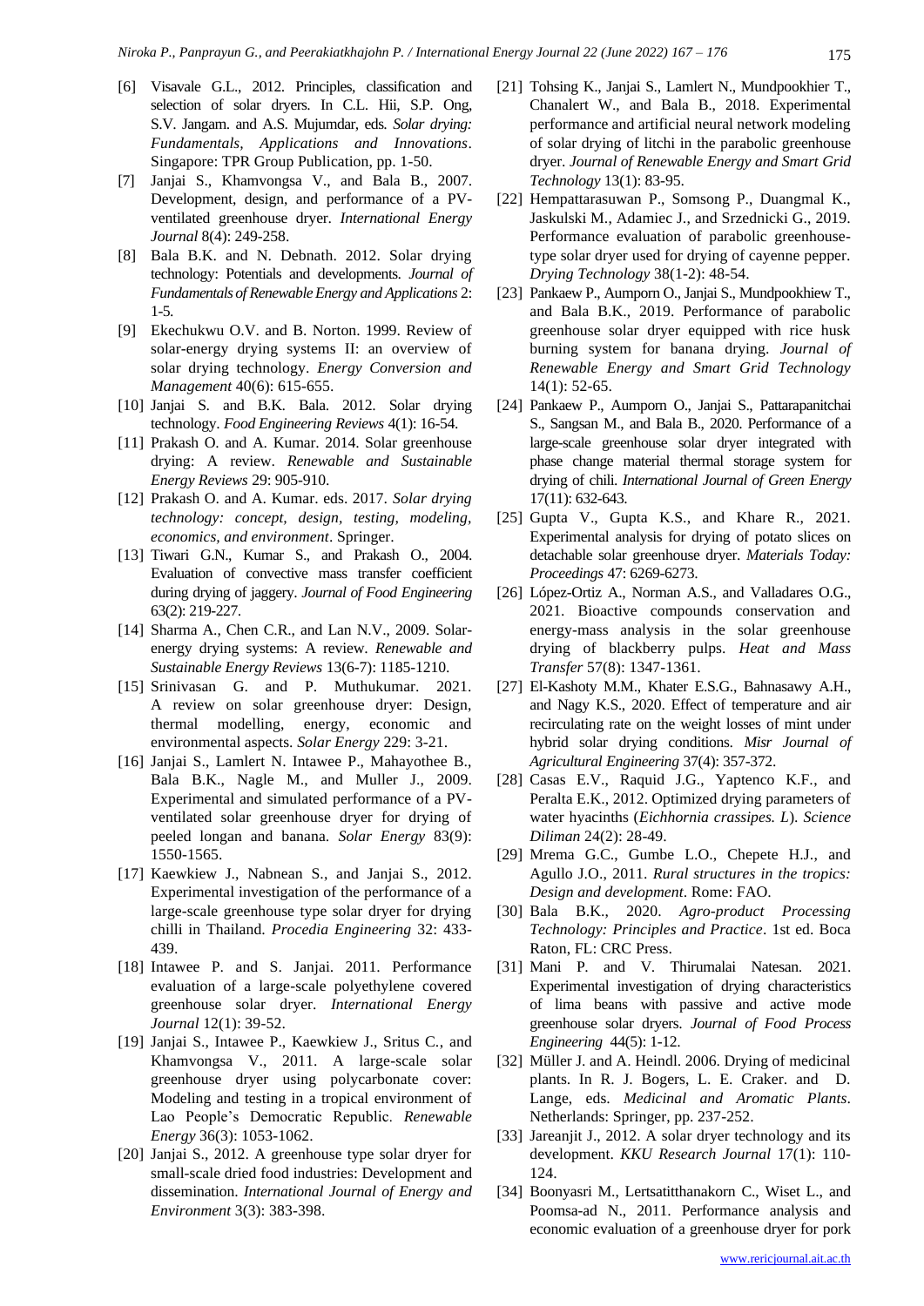[6] Visavale G.L., 2012. Principles, classification and selection of solar dryers. In C.L. Hii, S.P. Ong, S.V. Jangam. and A.S. Mujumdar, eds. *Solar drying: Fundamentals, Applications and Innovations*. Singapore: TPR Group Publication, pp. 1-50.

[7] Janjai S., Khamvongsa V., and Bala B., 2007. Development, design, and performance of a PV-ventilated greenhouse dryer. *International Energy Journal* 8(4): 249-258.

[8] Bala B.K. and N. Debnath. 2012. Solar drying technology: Potentials and developments. *Journal of Fundamentals of Renewable Energy and Applications* 2: 1-5.

[9] Ekechukwu O.V. and B. Norton. 1999. Review of solar-energy drying systems II: an overview of solar drying technology. *Energy Conversion and Management* 40(6): 615-655.

[10] Janjai S. and B.K. Bala. 2012. Solar drying technology. *Food Engineering Reviews* 4(1): 16-54.

[11] Prakash O. and A. Kumar. 2014. Solar greenhouse drying: A review. *Renewable and Sustainable Energy Reviews* 29: 905-910.

[12] Prakash O. and A. Kumar. eds. 2017. *Solar drying technology: concept, design, testing, modeling, economics, and environment*. Springer.

[13] Tiwari G.N., Kumar S., and Prakash O., 2004. Evaluation of convective mass transfer coefficient during drying of jaggery. *Journal of Food Engineering* 63(2): 219-227.

[14] Sharma A., Chen C.R., and Lan N.V., 2009. Solar-energy drying systems: A review. *Renewable and Sustainable Energy Reviews* 13(6-7): 1185-1210.

[15] Srinivasan G. and P. Muthukumar. 2021. A review on solar greenhouse dryer: Design, thermal modelling, energy, economic and environmental aspects. *Solar Energy* 229: 3-21.

[16] Janjai S., Lamlert N. Intawee P., Mahayothee B., Bala B.K., Nagle M., and Muller J., 2009. Experimental and simulated performance of a PV-ventilated solar greenhouse dryer for drying of peeled longan and banana. *Solar Energy* 83(9): 1550-1565.

[17] Kaewkiew J., Nabnean S., and Janjai S., 2012. Experimental investigation of the performance of a large-scale greenhouse type solar dryer for drying chilli in Thailand. *Procedia Engineering* 32: 433-439.

[18] Intawee P. and S. Janjai. 2011. Performance evaluation of a large-scale polyethylene covered greenhouse solar dryer. *International Energy Journal* 12(1): 39-52.

[19] Janjai S., Intawee P., Kaewkiew J., Sritus C., and Khamvongsa V., 2011. A large-scale solar greenhouse dryer using polycarbonate cover: Modeling and testing in a tropical environment of Lao People's Democratic Republic. *Renewable Energy* 36(3): 1053-1062.

[20] Janjai S., 2012. A greenhouse type solar dryer for small-scale dried food industries: Development and dissemination. *International Journal of Energy and Environment* 3(3): 383-398.

[21] Tohsing K., Janjai S., Lamlert N., Mundpookhier T., Chanalert W., and Bala B., 2018. Experimental performance and artificial neural network modeling of solar drying of litchi in the parabolic greenhouse dryer. *Journal of Renewable Energy and Smart Grid Technology* 13(1): 83-95.

[22] Hempattarasuwan P., Somsong P., Duangmal K., Jaskulski M., Adamiec J., and Srzednicki G., 2019. Performance evaluation of parabolic greenhouse-type solar dryer used for drying of cayenne pepper. *Drying Technology* 38(1-2): 48-54.

[23] Pankaew P., Aumporn O., Janjai S., Mundpookhiew T., and Bala B.K., 2019. Performance of parabolic greenhouse solar dryer equipped with rice husk burning system for banana drying. *Journal of Renewable Energy and Smart Grid Technology* 14(1): 52-65.

[24] Pankaew P., Aumporn O., Janjai S., Pattarapanitchai S., Sangsan M., and Bala B., 2020. Performance of a large-scale greenhouse solar dryer integrated with phase change material thermal storage system for drying of chili. *International Journal of Green Energy* 17(11): 632-643.

[25] Gupta V., Gupta K.S., and Khare R., 2021. Experimental analysis for drying of potato slices on detachable solar greenhouse dryer. *Materials Today: Proceedings* 47: 6269-6273.

[26] López-Ortiz A., Norman A.S., and Valladares O.G., 2021. Bioactive compounds conservation and energy-mass analysis in the solar greenhouse drying of blackberry pulps. *Heat and Mass Transfer* 57(8): 1347-1361.

[27] El-Kashoty M.M., Khater E.S.G., Bahnasawy A.H., and Nagy K.S., 2020. Effect of temperature and air recirculating rate on the weight losses of mint under hybrid solar drying conditions. *Misr Journal of Agricultural Engineering* 37(4): 357-372.

[28] Casas E.V., Raquid J.G., Yaptenco K.F., and Peralta E.K., 2012. Optimized drying parameters of water hyacinths (*Eichhornia crassipes. L*). *Science Diliman* 24(2): 28-49.

[29] Mrema G.C., Gumbe L.O., Chepete H.J., and Agullo J.O., 2011. *Rural structures in the tropics: Design and development*. Rome: FAO.

[30] Bala B.K., 2020. *Agro-product Processing Technology: Principles and Practice*. 1st ed. Boca Raton, FL: CRC Press.

[31] Mani P. and V. Thirumalai Natesan. 2021. Experimental investigation of drying characteristics of lima beans with passive and active mode greenhouse solar dryers. *Journal of Food Process Engineering* 44(5): 1-12.

[32] Müller J. and A. Heindl. 2006. Drying of medicinal plants. In R. J. Bogers, L. E. Craker. and D. Lange, eds. *Medicinal and Aromatic Plants*. Netherlands: Springer, pp. 237-252.

[33] Jareanjit J., 2012. A solar dryer technology and its development. *KKU Research Journal* 17(1): 110-124.

[34] Boonyasri M., Lertsatitthanakorn C., Wiset L., and Poomsa-ad N., 2011. Performance analysis and economic evaluation of a greenhouse dryer for pork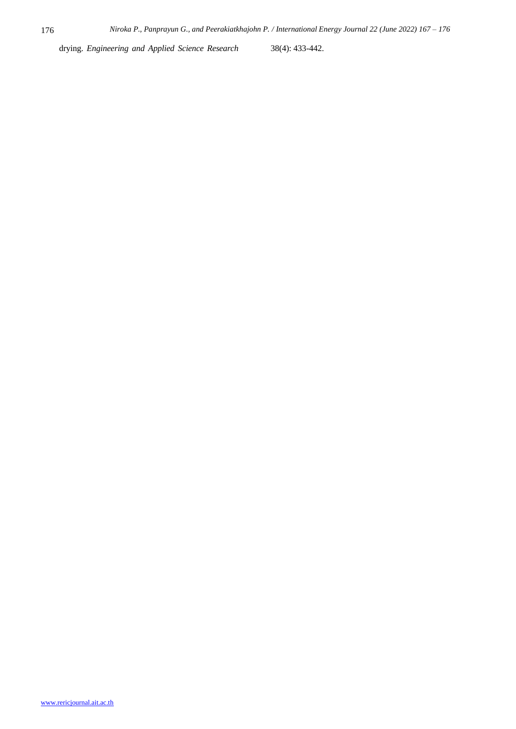drying. *Engineering and Applied Science Research* 38(4): 433-442.